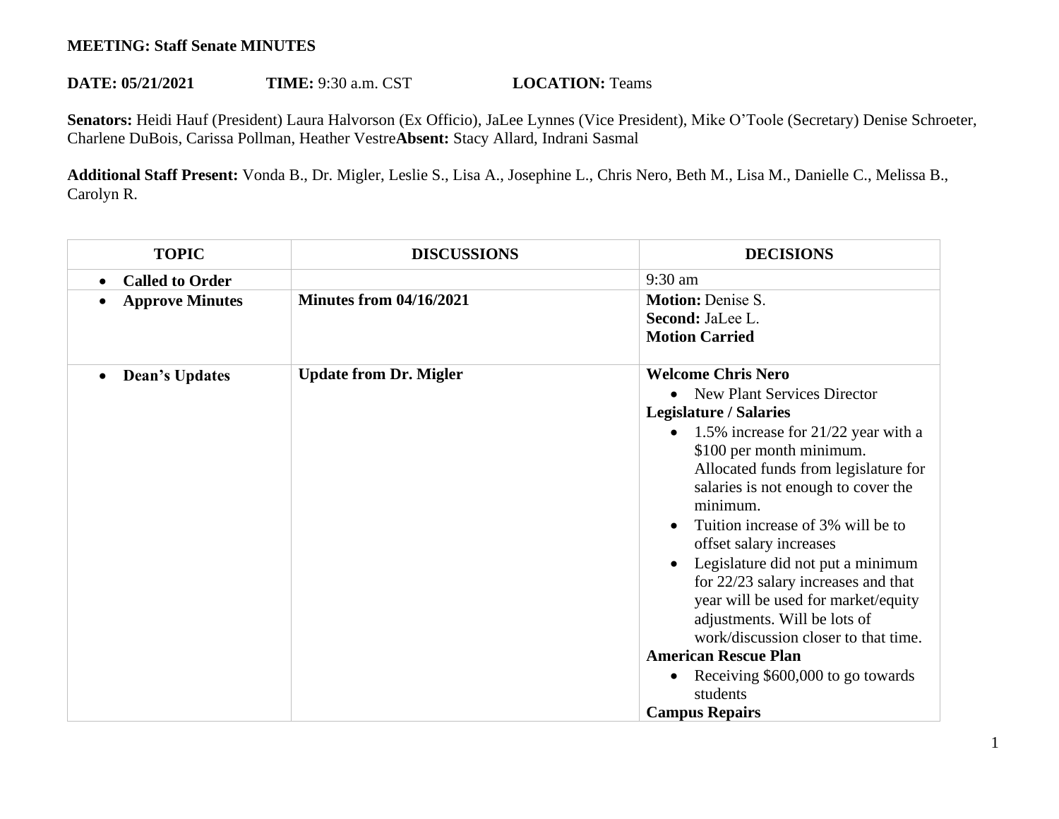**MEETING: Staff Senate MINUTES**

**DATE: 05/21/2021** **TIME:** 9:30 a.m. CST **LOCATION:** Teams

**Senators:** Heidi Hauf (President) Laura Halvorson (Ex Officio), JaLee Lynnes (Vice President), Mike O'Toole (Secretary) Denise Schroeter, Charlene DuBois, Carissa Pollman, Heather Vestre**Absent:** Stacy Allard, Indrani Sasmal

**Additional Staff Present:** Vonda B., Dr. Migler, Leslie S., Lisa A., Josephine L., Chris Nero, Beth M., Lisa M., Danielle C., Melissa B., Carolyn R.

| TOPIC | DISCUSSIONS | DECISIONS |
|---|---|---|
| • **Called to Order** | | 9:30 am |
| • **Approve Minutes** | **Minutes from 04/16/2021** | **Motion:** Denise S.<br>**Second:** JaLee L.<br>**Motion Carried** |
| • **Dean's Updates** | **Update from Dr. Migler** | **Welcome Chris Nero**<br>• New Plant Services Director<br>**Legislature / Salaries**<br>• 1.5% increase for 21/22 year with a $100 per month minimum. Allocated funds from legislature for salaries is not enough to cover the minimum.<br>• Tuition increase of 3% will be to offset salary increases<br>• Legislature did not put a minimum for 22/23 salary increases and that year will be used for market/equity adjustments. Will be lots of work/discussion closer to that time.<br>**American Rescue Plan**<br>• Receiving $600,000 to go towards students<br>**Campus Repairs** |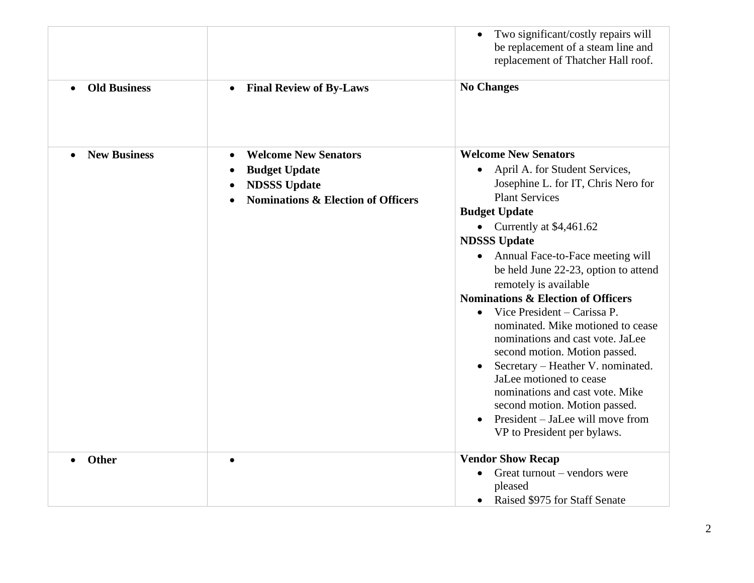| | | |
|---|---|---|
| | | • Two significant/costly repairs will be replacement of a steam line and replacement of Thatcher Hall roof. |
| • **Old Business** | • **Final Review of By-Laws** | **No Changes** |
| • **New Business** | • **Welcome New Senators**<br>• **Budget Update**<br>• **NDSSS Update**<br>• **Nominations & Election of Officers** | **Welcome New Senators**<br>• April A. for Student Services, Josephine L. for IT, Chris Nero for Plant Services<br>**Budget Update**<br>• Currently at $4,461.62<br>**NDSSS Update**<br>• Annual Face-to-Face meeting will be held June 22-23, option to attend remotely is available<br>**Nominations & Election of Officers**<br>• Vice President – Carissa P. nominated. Mike motioned to cease nominations and cast vote. JaLee second motion. Motion passed.<br>• Secretary – Heather V. nominated. JaLee motioned to cease nominations and cast vote. Mike second motion. Motion passed.<br>• President – JaLee will move from VP to President per bylaws. |
| • **Other** | • | **Vendor Show Recap**<br>• Great turnout – vendors were pleased<br>• Raised $975 for Staff Senate |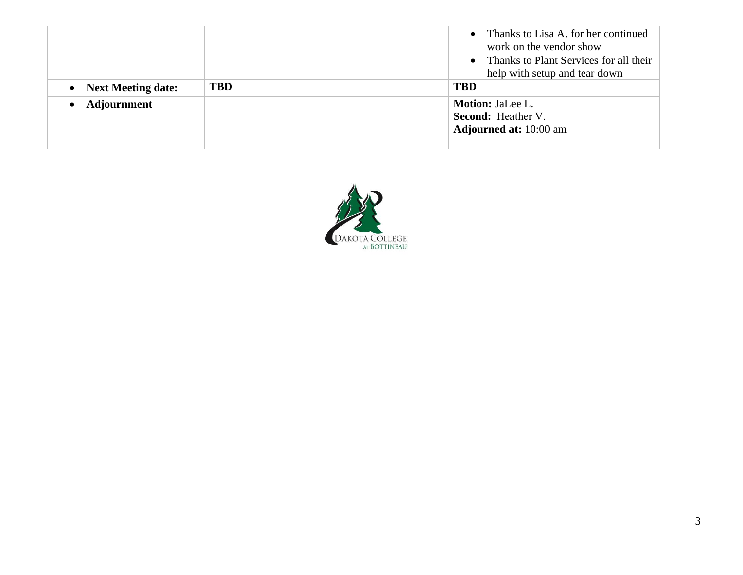| | | |
|---|---|---|
| | | • Thanks to Lisa A. for her continued work on the vendor show<br>• Thanks to Plant Services for all their help with setup and tear down |
| • **Next Meeting date:** | **TBD** | **TBD** |
| • **Adjournment** | | **Motion:** JaLee L.<br>**Second:** Heather V.<br>**Adjourned at:** 10:00 am |

DAKOTA COLLEGE AT BOTTINEAU